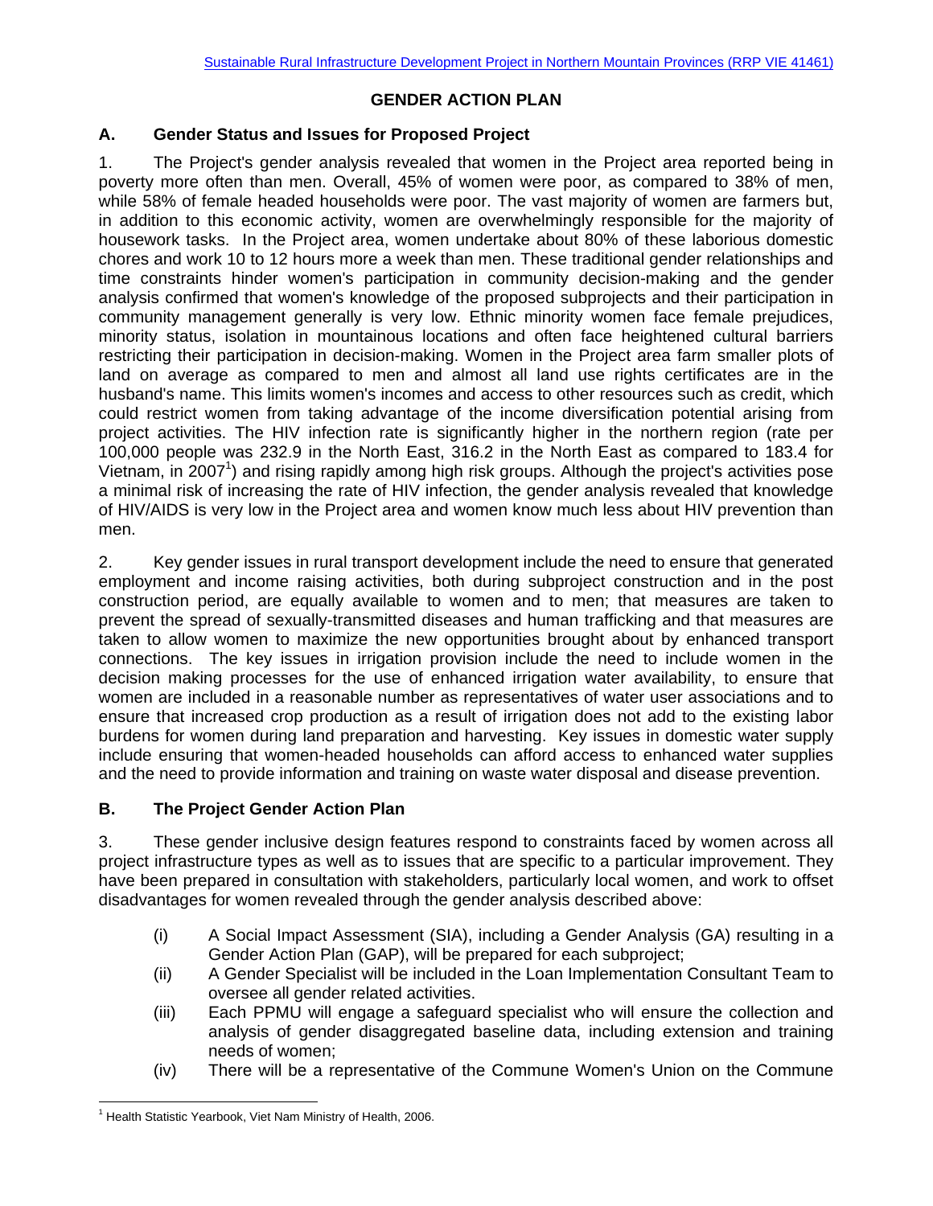# GENDER ACTION PLAN

## A. Gender Status and Issues for Proposed Project

1. The Project's gender analysis revealed that women in the Project area reported being in poverty more often than men. Overall, 45% of women were poor, as compared to 38% of men, while 58% of female headed households were poor. The vast majority of women are farmers but, in addition to this economic activity, women are overwhelmingly responsible for the majority of housework tasks. In the Project area, women undertake about 80% of these laborious domestic chores and work 10 to 12 hours more a week than men. These traditional gender relationships and time constraints hinder women's participation in community decision-making and the gender analysis confirmed that women's knowledge of the proposed subprojects and their participation in community management generally is very low. Ethnic minority women face female prejudices, minority status, isolation in mountainous locations and often face heightened cultural barriers restricting their participation in decision-making. Women in the Project area farm smaller plots of land on average as compared to men and almost all land use rights certificates are in the husband's name. This limits women's incomes and access to other resources such as credit, which could restrict women from taking advantage of the income diversification potential arising from project activities. The HIV infection rate is significantly higher in the northern region (rate per 100,000 people was 232.9 in the North East, 316.2 in the North East as compared to 183.4 for Vietnam, in 2007[1]) and rising rapidly among high risk groups. Although the project's activities pose a minimal risk of increasing the rate of HIV infection, the gender analysis revealed that knowledge of HIV/AIDS is very low in the Project area and women know much less about HIV prevention than men.

2. Key gender issues in rural transport development include the need to ensure that generated employment and income raising activities, both during subproject construction and in the post construction period, are equally available to women and to men; that measures are taken to prevent the spread of sexually-transmitted diseases and human trafficking and that measures are taken to allow women to maximize the new opportunities brought about by enhanced transport connections. The key issues in irrigation provision include the need to include women in the decision making processes for the use of enhanced irrigation water availability, to ensure that women are included in a reasonable number as representatives of water user associations and to ensure that increased crop production as a result of irrigation does not add to the existing labor burdens for women during land preparation and harvesting. Key issues in domestic water supply include ensuring that women-headed households can afford access to enhanced water supplies and the need to provide information and training on waste water disposal and disease prevention.

## B. The Project Gender Action Plan

3. These gender inclusive design features respond to constraints faced by women across all project infrastructure types as well as to issues that are specific to a particular improvement. They have been prepared in consultation with stakeholders, particularly local women, and work to offset disadvantages for women revealed through the gender analysis described above:

(i) A Social Impact Assessment (SIA), including a Gender Analysis (GA) resulting in a Gender Action Plan (GAP), will be prepared for each subproject;

(ii) A Gender Specialist will be included in the Loan Implementation Consultant Team to oversee all gender related activities.

(iii) Each PPMU will engage a safeguard specialist who will ensure the collection and analysis of gender disaggregated baseline data, including extension and training needs of women;

(iv) There will be a representative of the Commune Women's Union on the Commune

[1] Health Statistic Yearbook, Viet Nam Ministry of Health, 2006.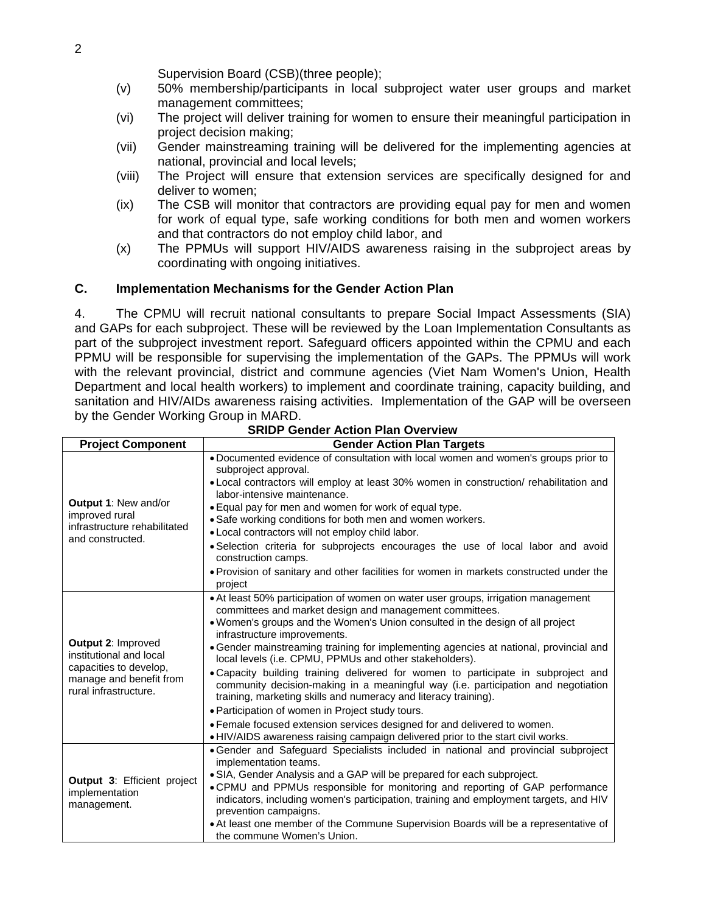Supervision Board (CSB)(three people);

(v) 50% membership/participants in local subproject water user groups and market management committees;

(vi) The project will deliver training for women to ensure their meaningful participation in project decision making;

(vii) Gender mainstreaming training will be delivered for the implementing agencies at national, provincial and local levels;

(viii) The Project will ensure that extension services are specifically designed for and deliver to women;

(ix) The CSB will monitor that contractors are providing equal pay for men and women for work of equal type, safe working conditions for both men and women workers and that contractors do not employ child labor, and

(x) The PPMUs will support HIV/AIDS awareness raising in the subproject areas by coordinating with ongoing initiatives.

## C. Implementation Mechanisms for the Gender Action Plan

4. The CPMU will recruit national consultants to prepare Social Impact Assessments (SIA) and GAPs for each subproject. These will be reviewed by the Loan Implementation Consultants as part of the subproject investment report. Safeguard officers appointed within the CPMU and each PPMU will be responsible for supervising the implementation of the GAPs. The PPMUs will work with the relevant provincial, district and commune agencies (Viet Nam Women's Union, Health Department and local health workers) to implement and coordinate training, capacity building, and sanitation and HIV/AIDs awareness raising activities. Implementation of the GAP will be overseen by the Gender Working Group in MARD.

**SRIDP Gender Action Plan Overview**

| Project Component | Gender Action Plan Targets |
|---|---|
| **Output 1**: New and/or improved rural infrastructure rehabilitated and constructed. | • Documented evidence of consultation with local women and women's groups prior to subproject approval.<br>• Local contractors will employ at least 30% women in construction/ rehabilitation and labor-intensive maintenance.<br>• Equal pay for men and women for work of equal type.<br>• Safe working conditions for both men and women workers.<br>• Local contractors will not employ child labor.<br>• Selection criteria for subprojects encourages the use of local labor and avoid construction camps.<br>• Provision of sanitary and other facilities for women in markets constructed under the project |
| **Output 2**: Improved institutional and local capacities to develop, manage and benefit from rural infrastructure. | • At least 50% participation of women on water user groups, irrigation management committees and market design and management committees.<br>• Women's groups and the Women's Union consulted in the design of all project infrastructure improvements.<br>• Gender mainstreaming training for implementing agencies at national, provincial and local levels (i.e. CPMU, PPMUs and other stakeholders).<br>• Capacity building training delivered for women to participate in subproject and community decision-making in a meaningful way (i.e. participation and negotiation training, marketing skills and numeracy and literacy training).<br>• Participation of women in Project study tours.<br>• Female focused extension services designed for and delivered to women.<br>• HIV/AIDS awareness raising campaign delivered prior to the start civil works. |
| **Output 3**: Efficient project implementation management. | • Gender and Safeguard Specialists included in national and provincial subproject implementation teams.<br>• SIA, Gender Analysis and a GAP will be prepared for each subproject.<br>• CPMU and PPMUs responsible for monitoring and reporting of GAP performance indicators, including women's participation, training and employment targets, and HIV prevention campaigns.<br>• At least one member of the Commune Supervision Boards will be a representative of the commune Women's Union. |